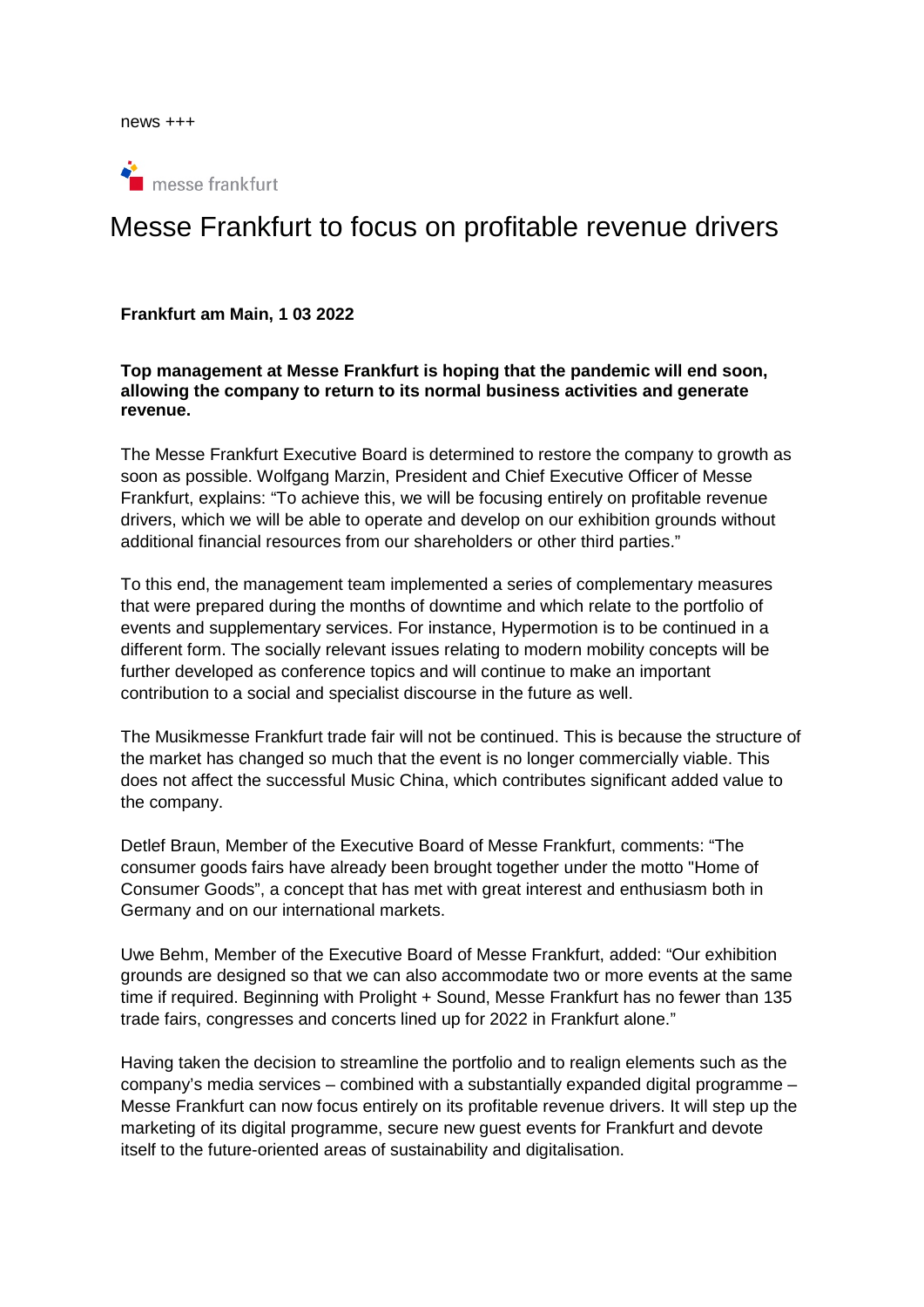news +++

messe frankfurt

# Messe Frankfurt to focus on profitable revenue drivers

**Frankfurt am Main, 1 03 2022**

**Top management at Messe Frankfurt is hoping that the pandemic will end soon, allowing the company to return to its normal business activities and generate revenue.**

The Messe Frankfurt Executive Board is determined to restore the company to growth as soon as possible. Wolfgang Marzin, President and Chief Executive Officer of Messe Frankfurt, explains: "To achieve this, we will be focusing entirely on profitable revenue drivers, which we will be able to operate and develop on our exhibition grounds without additional financial resources from our shareholders or other third parties."

To this end, the management team implemented a series of complementary measures that were prepared during the months of downtime and which relate to the portfolio of events and supplementary services. For instance, Hypermotion is to be continued in a different form. The socially relevant issues relating to modern mobility concepts will be further developed as conference topics and will continue to make an important contribution to a social and specialist discourse in the future as well.

The Musikmesse Frankfurt trade fair will not be continued. This is because the structure of the market has changed so much that the event is no longer commercially viable. This does not affect the successful Music China, which contributes significant added value to the company.

Detlef Braun, Member of the Executive Board of Messe Frankfurt, comments: "The consumer goods fairs have already been brought together under the motto "Home of Consumer Goods", a concept that has met with great interest and enthusiasm both in Germany and on our international markets.

Uwe Behm, Member of the Executive Board of Messe Frankfurt, added: "Our exhibition grounds are designed so that we can also accommodate two or more events at the same time if required. Beginning with Prolight + Sound, Messe Frankfurt has no fewer than 135 trade fairs, congresses and concerts lined up for 2022 in Frankfurt alone."

Having taken the decision to streamline the portfolio and to realign elements such as the company's media services – combined with a substantially expanded digital programme – Messe Frankfurt can now focus entirely on its profitable revenue drivers. It will step up the marketing of its digital programme, secure new guest events for Frankfurt and devote itself to the future-oriented areas of sustainability and digitalisation.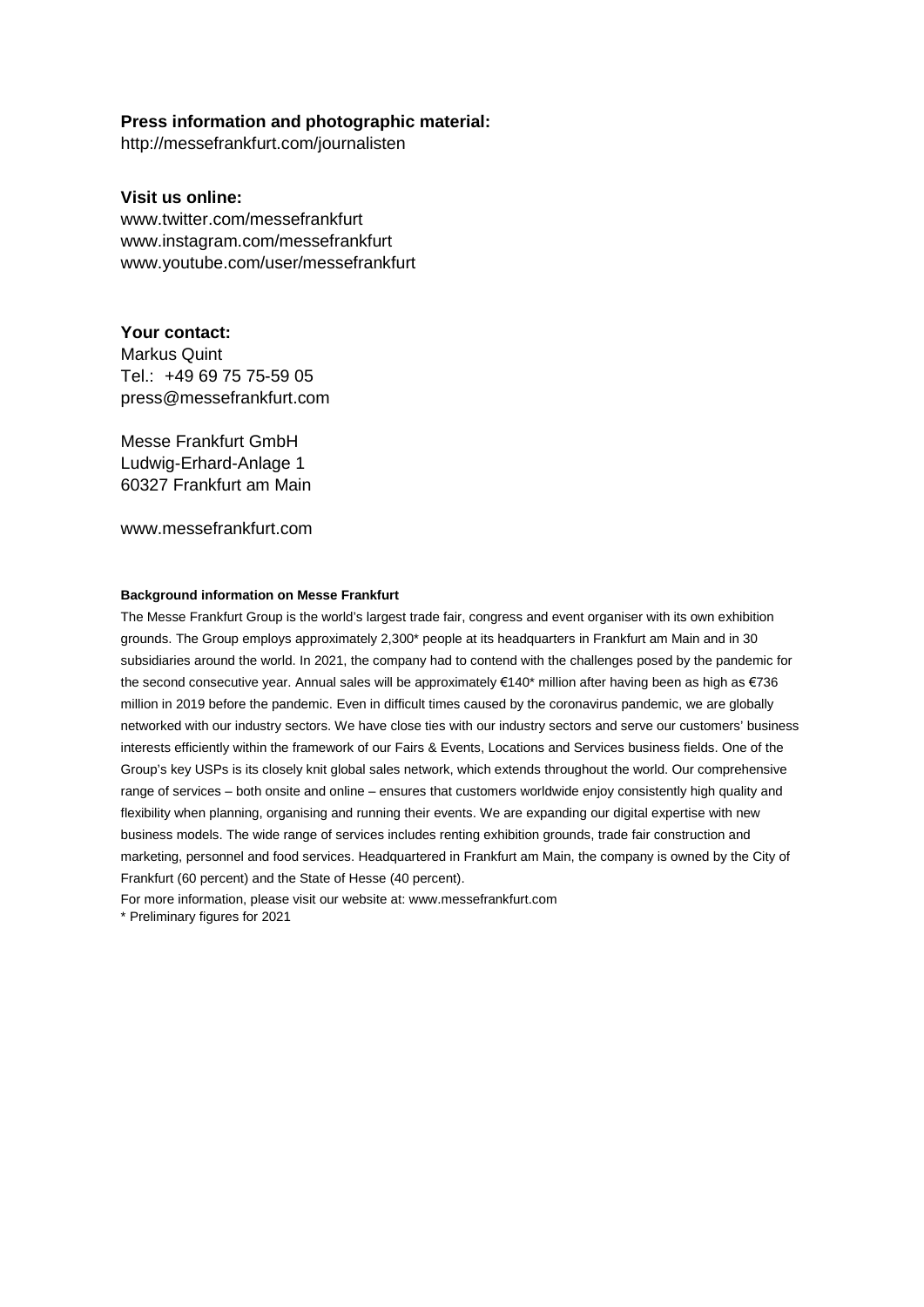**Press information and photographic material:**
http://messefrankfurt.com/journalisten

**Visit us online:**
www.twitter.com/messefrankfurt
www.instagram.com/messefrankfurt
www.youtube.com/user/messefrankfurt

**Your contact:**
Markus Quint
Tel.: +49 69 75 75-59 05
press@messefrankfurt.com

Messe Frankfurt GmbH
Ludwig-Erhard-Anlage 1
60327 Frankfurt am Main

www.messefrankfurt.com

**Background information on Messe Frankfurt**

The Messe Frankfurt Group is the world's largest trade fair, congress and event organiser with its own exhibition grounds. The Group employs approximately 2,300* people at its headquarters in Frankfurt am Main and in 30 subsidiaries around the world. In 2021, the company had to contend with the challenges posed by the pandemic for the second consecutive year. Annual sales will be approximately €140* million after having been as high as €736 million in 2019 before the pandemic. Even in difficult times caused by the coronavirus pandemic, we are globally networked with our industry sectors. We have close ties with our industry sectors and serve our customers' business interests efficiently within the framework of our Fairs & Events, Locations and Services business fields. One of the Group's key USPs is its closely knit global sales network, which extends throughout the world. Our comprehensive range of services – both onsite and online – ensures that customers worldwide enjoy consistently high quality and flexibility when planning, organising and running their events. We are expanding our digital expertise with new business models. The wide range of services includes renting exhibition grounds, trade fair construction and marketing, personnel and food services. Headquartered in Frankfurt am Main, the company is owned by the City of Frankfurt (60 percent) and the State of Hesse (40 percent).

For more information, please visit our website at: www.messefrankfurt.com

\* Preliminary figures for 2021